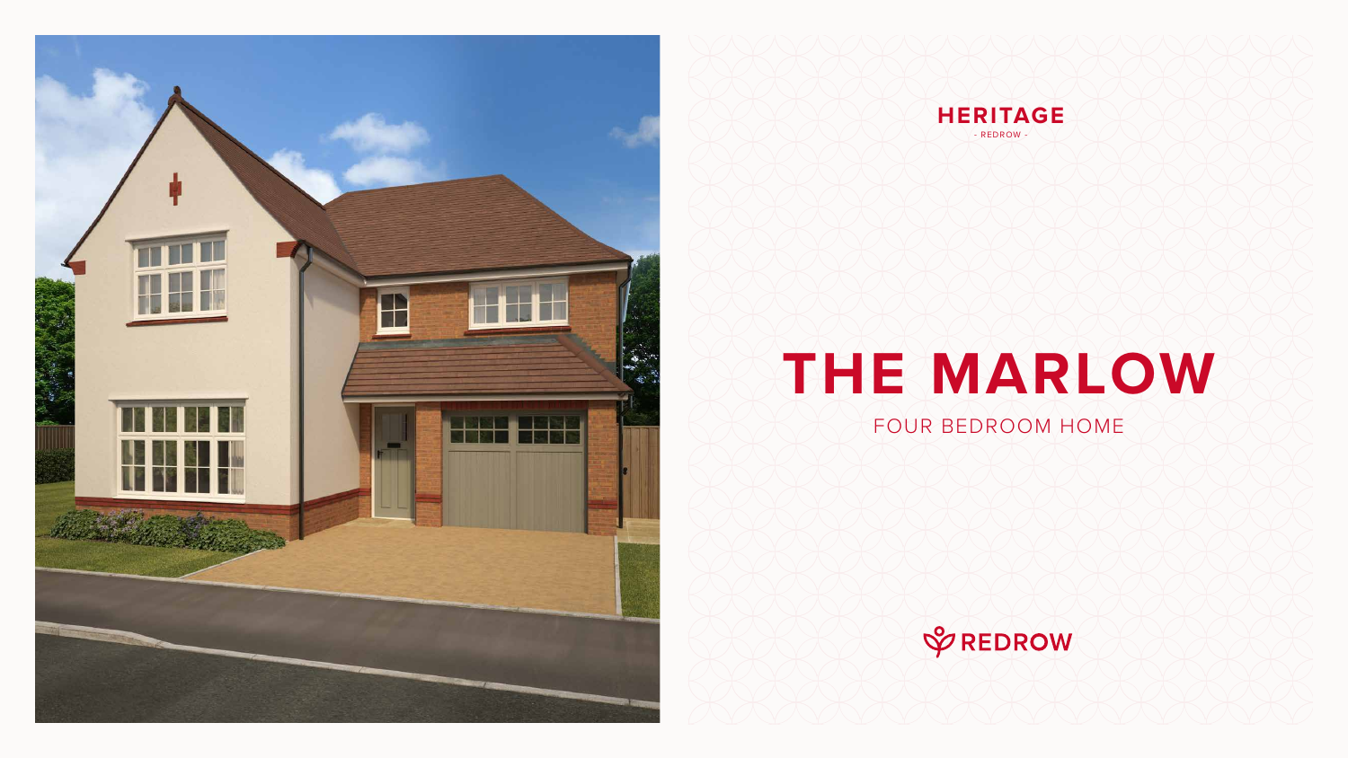HERITAGE

- REDROW -

# THE MARLOW

FOUR BEDROOM HOME

REDROW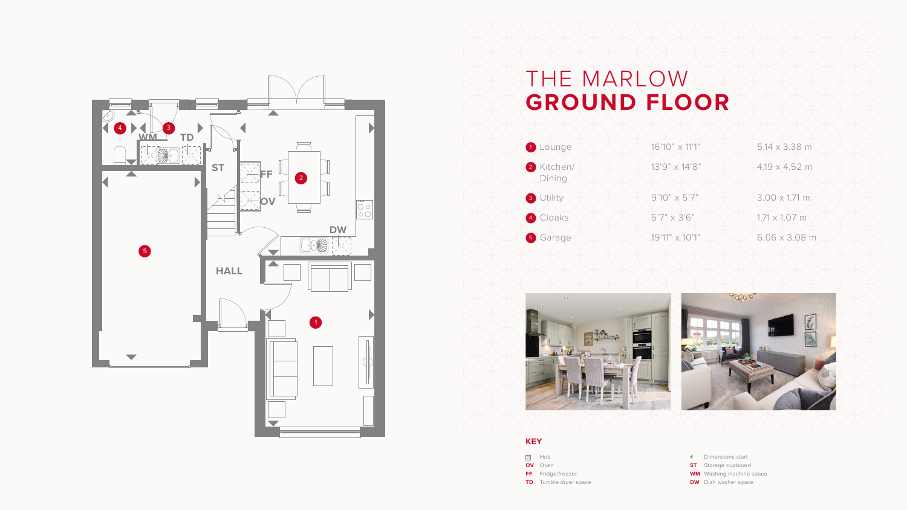# THE MARLOW
# **GROUND FLOOR**

| | | |
|---|---|---|
| 1 Lounge | 16'10" x 11'1" | 5.14 x 3.38 m |
| 2 Kitchen/ Dining | 13'9" x 14'8" | 4.19 x 4.52 m |
| 3 Utility | 9'10" x 5'7" | 3.00 x 1.71 m |
| 4 Cloaks | 5'7" x 3'6" | 1.71 x 1.07 m |
| 5 Garage | 19'11" x 10'1" | 6.06 x 3.08 m |

## KEY

- Hob
- **OV** Oven
- **FF** Fridge/freezer
- **TD** Tumble dryer space
- ◀ Dimensions start
- **ST** Storage cupboard
- **WM** Washing machine space
- **DW** Dish washer space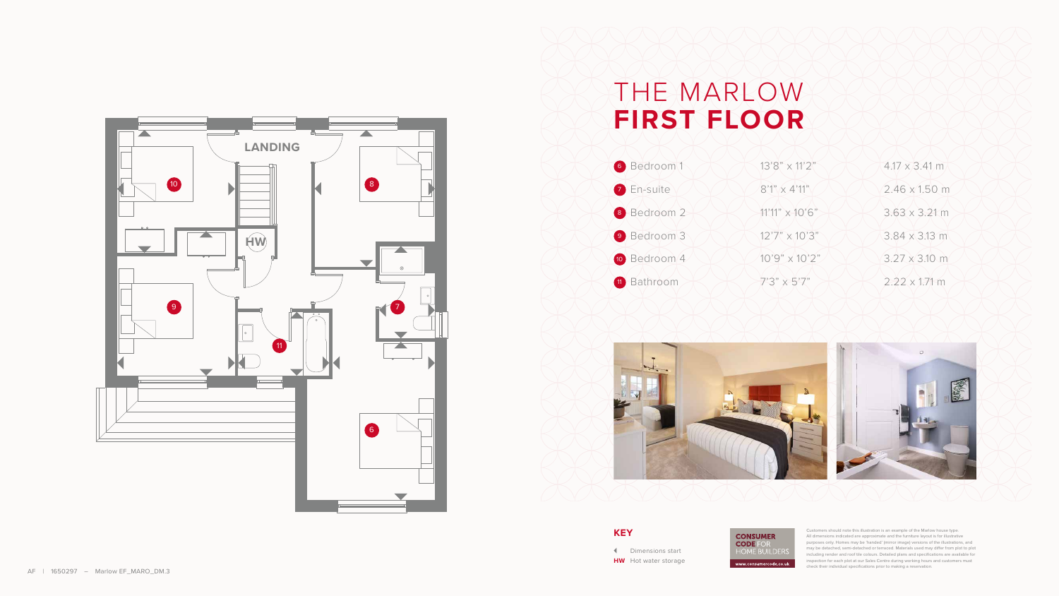# THE MARLOW
## FIRST FLOOR

| | | |
|---|---|---|
| 6 Bedroom 1 | 13'8" x 11'2" | 4.17 x 3.41 m |
| 7 En-suite | 8'1" x 4'11" | 2.46 x 1.50 m |
| 8 Bedroom 2 | 11'11" x 10'6" | 3.63 x 3.21 m |
| 9 Bedroom 3 | 12'7" x 10'3" | 3.84 x 3.13 m |
| 10 Bedroom 4 | 10'9" x 10'2" | 3.27 x 3.10 m |
| 11 Bathroom | 7'3" x 5'7" | 2.22 x 1.71 m |

LANDING

HW

### KEY

◀ Dimensions start

**HW** Hot water storage

CONSUMER CODE FOR HOME BUILDERS

www.consumercode.co.uk

Customers should note this illustration is an example of the Marlow house type. All dimensions indicated are approximate and the furniture layout is for illustrative purposes only. Homes may be 'handed' (mirror image) versions of the illustrations, and may be detached, semi-detached or terraced. Materials used may differ from plot to plot including render and roof tile colours. Detailed plans and specifications are available for inspection for each plot at our Sales Centre during working hours and customers must check their individual specifications prior to making a reservation.

AF | 1650297 – Marlow EF_MARO_DM.3